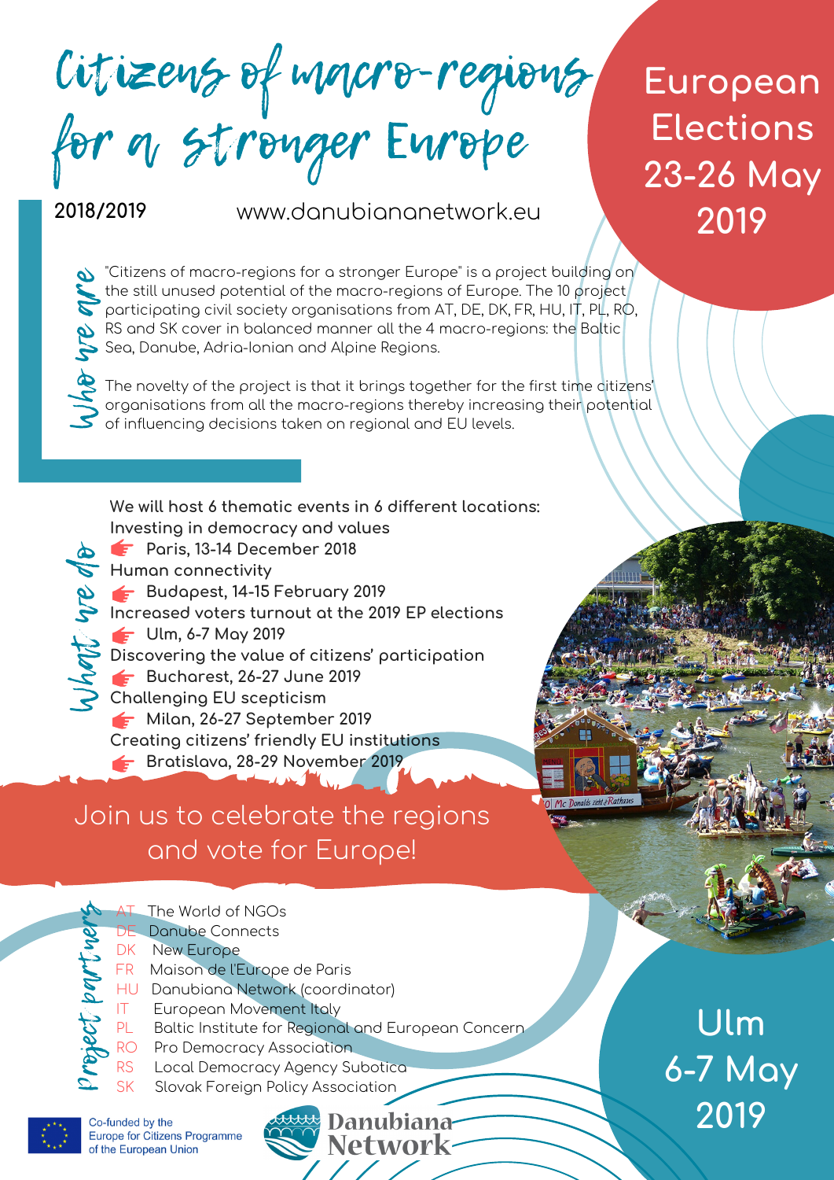# Citizens of macro-regions for a stronger Europe

**European Elections 23-26 May 2019**

**2018/2019** www.danubiananetwork.eu

## Who we are

"Citizens of macro-regions for a stronger Europe" is a project building on the still unused potential of the macro-regions of Europe. The 10 project participating civil society organisations from AT, DE, DK, FR, HU, IT, PL, RO, RS and SK cover in balanced manner all the 4 macro-regions: the Baltic Sea, Danube, Adria-Ionian and Alpine Regions.

The novelty of the project is that it brings together for the first time citizens' organisations from all the macro-regions thereby increasing their potential of influencing decisions taken on regional and EU levels.

## What we do

**We will host 6 thematic events in 6 different locations:**

**Investing in democracy and values**
- **Paris, 13-14 December 2018**

**Human connectivity**
- **Budapest, 14-15 February 2019**

**Increased voters turnout at the 2019 EP elections**
- **Ulm, 6-7 May 2019**

**Discovering the value of citizens' participation**
- **Bucharest, 26-27 June 2019**

**Challenging EU scepticism**
- **Milan, 26-27 September 2019**

**Creating citizens' friendly EU institutions**
- **Bratislava, 28-29 November 2019**

Join us to celebrate the regions and vote for Europe!

## Project partners

- AT The World of NGOs
- DE Danube Connects
- DK New Europe
- FR Maison de l'Europe de Paris
- HU Danubiana Network (coordinator)
- IT European Movement Italy
- PL Baltic Institute for Regional and European Concern
- RO Pro Democracy Association
- RS Local Democracy Agency Subotica
- SK Slovak Foreign Policy Association

**Ulm 6-7 May 2019**

Co-funded by the Europe for Citizens Programme of the European Union

Danubiana Network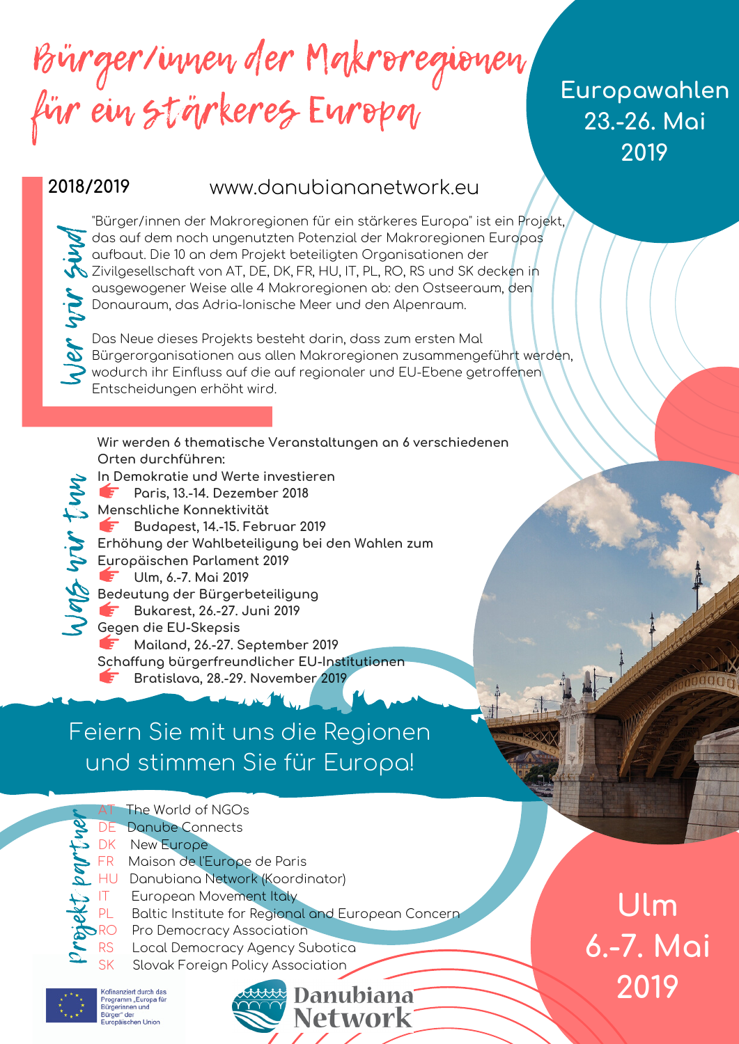# Bürger/innen der Makroregionen für ein stärkeres Europa

Europawahlen 23.-26. Mai 2019

**2018/2019** www.danubiananetwork.eu

## Wer wir sind

"Bürger/innen der Makroregionen für ein stärkeres Europa" ist ein Projekt, das auf dem noch ungenutzten Potenzial der Makroregionen Europas aufbaut. Die 10 an dem Projekt beteiligten Organisationen der Zivilgesellschaft von AT, DE, DK, FR, HU, IT, PL, RO, RS und SK decken in ausgewogener Weise alle 4 Makroregionen ab: den Ostseeraum, den Donauraum, das Adria-Ionische Meer und den Alpenraum.

Das Neue dieses Projekts besteht darin, dass zum ersten Mal Bürgerorganisationen aus allen Makroregionen zusammengeführt werden, wodurch ihr Einfluss auf die auf regionaler und EU-Ebene getroffenen Entscheidungen erhöht wird.

## Was wir tun

Wir werden 6 thematische Veranstaltungen an 6 verschiedenen Orten durchführen:

In Demokratie und Werte investieren
- Paris, 13.-14. Dezember 2018

Menschliche Konnektivität
- Budapest, 14.-15. Februar 2019

Erhöhung der Wahlbeteiligung bei den Wahlen zum Europäischen Parlament 2019
- Ulm, 6.-7. Mai 2019

Bedeutung der Bürgerbeteiligung
- Bukarest, 26.-27. Juni 2019

Gegen die EU-Skepsis
- Mailand, 26.-27. September 2019

Schaffung bürgerfreundlicher EU-Institutionen
- Bratislava, 28.-29. November 2019

Feiern Sie mit uns die Regionen und stimmen Sie für Europa!

## Projektpartner

- AT The World of NGOs
- DE Danube Connects
- DK New Europe
- FR Maison de l'Europe de Paris
- HU Danubiana Network (Koordinator)
- IT European Movement Italy
- PL Baltic Institute for Regional and European Concern
- RO Pro Democracy Association
- RS Local Democracy Agency Subotica
- SK Slovak Foreign Policy Association

Ulm 6.-7. Mai 2019

Kofinanziert durch das Programm „Europa für Bürgerinnen und Bürger" der Europäischen Union

Danubiana Network